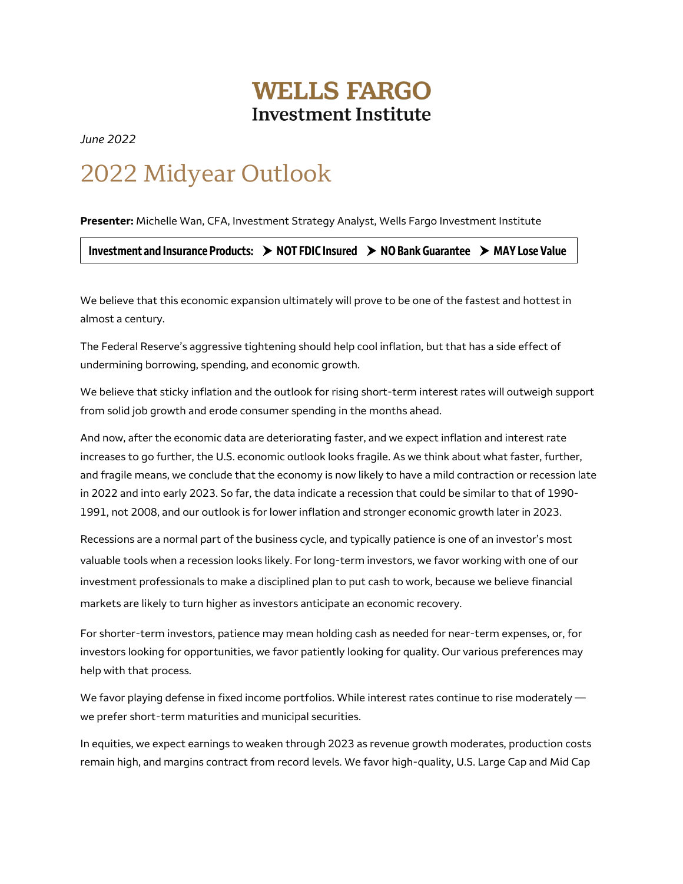# WELLS FARGO
## Investment Institute

*June 2022*

# 2022 Midyear Outlook

**Presenter:** Michelle Wan, CFA, Investment Strategy Analyst, Wells Fargo Investment Institute

| **Investment and Insurance Products:** ➤ **NOT FDIC Insured** ➤ **NO Bank Guarantee** ➤ **MAY Lose Value** |
|---|

We believe that this economic expansion ultimately will prove to be one of the fastest and hottest in almost a century.

The Federal Reserve's aggressive tightening should help cool inflation, but that has a side effect of undermining borrowing, spending, and economic growth.

We believe that sticky inflation and the outlook for rising short-term interest rates will outweigh support from solid job growth and erode consumer spending in the months ahead.

And now, after the economic data are deteriorating faster, and we expect inflation and interest rate increases to go further, the U.S. economic outlook looks fragile. As we think about what faster, further, and fragile means, we conclude that the economy is now likely to have a mild contraction or recession late in 2022 and into early 2023. So far, the data indicate a recession that could be similar to that of 1990-1991, not 2008, and our outlook is for lower inflation and stronger economic growth later in 2023.

Recessions are a normal part of the business cycle, and typically patience is one of an investor's most valuable tools when a recession looks likely. For long-term investors, we favor working with one of our investment professionals to make a disciplined plan to put cash to work, because we believe financial markets are likely to turn higher as investors anticipate an economic recovery.

For shorter-term investors, patience may mean holding cash as needed for near-term expenses, or, for investors looking for opportunities, we favor patiently looking for quality. Our various preferences may help with that process.

We favor playing defense in fixed income portfolios. While interest rates continue to rise moderately — we prefer short-term maturities and municipal securities.

In equities, we expect earnings to weaken through 2023 as revenue growth moderates, production costs remain high, and margins contract from record levels. We favor high-quality, U.S. Large Cap and Mid Cap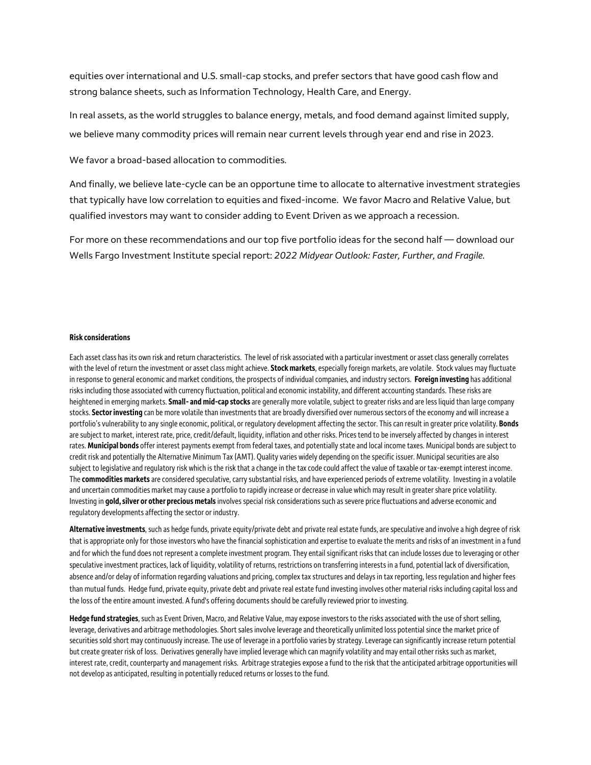equities over international and U.S. small-cap stocks, and prefer sectors that have good cash flow and strong balance sheets, such as Information Technology, Health Care, and Energy.

In real assets, as the world struggles to balance energy, metals, and food demand against limited supply, we believe many commodity prices will remain near current levels through year end and rise in 2023.

We favor a broad-based allocation to commodities.

And finally, we believe late-cycle can be an opportune time to allocate to alternative investment strategies that typically have low correlation to equities and fixed-income. We favor Macro and Relative Value, but qualified investors may want to consider adding to Event Driven as we approach a recession.

For more on these recommendations and our top five portfolio ideas for the second half — download our Wells Fargo Investment Institute special report: *2022 Midyear Outlook: Faster, Further, and Fragile.*

**Risk considerations**

Each asset class has its own risk and return characteristics. The level of risk associated with a particular investment or asset class generally correlates with the level of return the investment or asset class might achieve. **Stock markets**, especially foreign markets, are volatile. Stock values may fluctuate in response to general economic and market conditions, the prospects of individual companies, and industry sectors. **Foreign investing** has additional risks including those associated with currency fluctuation, political and economic instability, and different accounting standards. These risks are heightened in emerging markets. **Small- and mid-cap stocks** are generally more volatile, subject to greater risks and are less liquid than large company stocks. **Sector investing** can be more volatile than investments that are broadly diversified over numerous sectors of the economy and will increase a portfolio's vulnerability to any single economic, political, or regulatory development affecting the sector. This can result in greater price volatility. **Bonds** are subject to market, interest rate, price, credit/default, liquidity, inflation and other risks. Prices tend to be inversely affected by changes in interest rates. **Municipal bonds** offer interest payments exempt from federal taxes, and potentially state and local income taxes. Municipal bonds are subject to credit risk and potentially the Alternative Minimum Tax (AMT). Quality varies widely depending on the specific issuer. Municipal securities are also subject to legislative and regulatory risk which is the risk that a change in the tax code could affect the value of taxable or tax-exempt interest income. The **commodities markets** are considered speculative, carry substantial risks, and have experienced periods of extreme volatility. Investing in a volatile and uncertain commodities market may cause a portfolio to rapidly increase or decrease in value which may result in greater share price volatility. Investing in **gold, silver or other precious metals** involves special risk considerations such as severe price fluctuations and adverse economic and regulatory developments affecting the sector or industry.

**Alternative investments**, such as hedge funds, private equity/private debt and private real estate funds, are speculative and involve a high degree of risk that is appropriate only for those investors who have the financial sophistication and expertise to evaluate the merits and risks of an investment in a fund and for which the fund does not represent a complete investment program. They entail significant risks that can include losses due to leveraging or other speculative investment practices, lack of liquidity, volatility of returns, restrictions on transferring interests in a fund, potential lack of diversification, absence and/or delay of information regarding valuations and pricing, complex tax structures and delays in tax reporting, less regulation and higher fees than mutual funds. Hedge fund, private equity, private debt and private real estate fund investing involves other material risks including capital loss and the loss of the entire amount invested. A fund's offering documents should be carefully reviewed prior to investing.

**Hedge fund strategies**, such as Event Driven, Macro, and Relative Value, may expose investors to the risks associated with the use of short selling, leverage, derivatives and arbitrage methodologies. Short sales involve leverage and theoretically unlimited loss potential since the market price of securities sold short may continuously increase. The use of leverage in a portfolio varies by strategy. Leverage can significantly increase return potential but create greater risk of loss. Derivatives generally have implied leverage which can magnify volatility and may entail other risks such as market, interest rate, credit, counterparty and management risks. Arbitrage strategies expose a fund to the risk that the anticipated arbitrage opportunities will not develop as anticipated, resulting in potentially reduced returns or losses to the fund.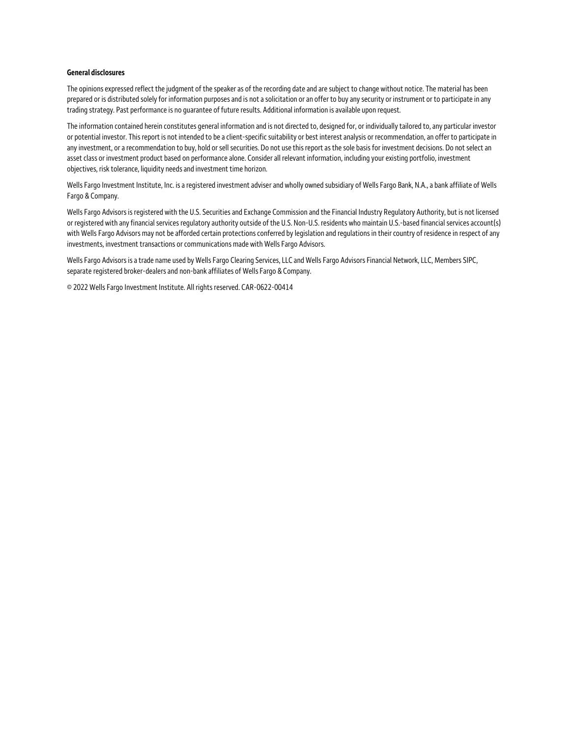**General disclosures**

The opinions expressed reflect the judgment of the speaker as of the recording date and are subject to change without notice. The material has been prepared or is distributed solely for information purposes and is not a solicitation or an offer to buy any security or instrument or to participate in any trading strategy. Past performance is no guarantee of future results. Additional information is available upon request.

The information contained herein constitutes general information and is not directed to, designed for, or individually tailored to, any particular investor or potential investor. This report is not intended to be a client-specific suitability or best interest analysis or recommendation, an offer to participate in any investment, or a recommendation to buy, hold or sell securities. Do not use this report as the sole basis for investment decisions. Do not select an asset class or investment product based on performance alone. Consider all relevant information, including your existing portfolio, investment objectives, risk tolerance, liquidity needs and investment time horizon.

Wells Fargo Investment Institute, Inc. is a registered investment adviser and wholly owned subsidiary of Wells Fargo Bank, N.A., a bank affiliate of Wells Fargo & Company.

Wells Fargo Advisors is registered with the U.S. Securities and Exchange Commission and the Financial Industry Regulatory Authority, but is not licensed or registered with any financial services regulatory authority outside of the U.S. Non-U.S. residents who maintain U.S.-based financial services account(s) with Wells Fargo Advisors may not be afforded certain protections conferred by legislation and regulations in their country of residence in respect of any investments, investment transactions or communications made with Wells Fargo Advisors.

Wells Fargo Advisors is a trade name used by Wells Fargo Clearing Services, LLC and Wells Fargo Advisors Financial Network, LLC, Members SIPC, separate registered broker-dealers and non-bank affiliates of Wells Fargo & Company.

© 2022 Wells Fargo Investment Institute. All rights reserved. CAR-0622-00414